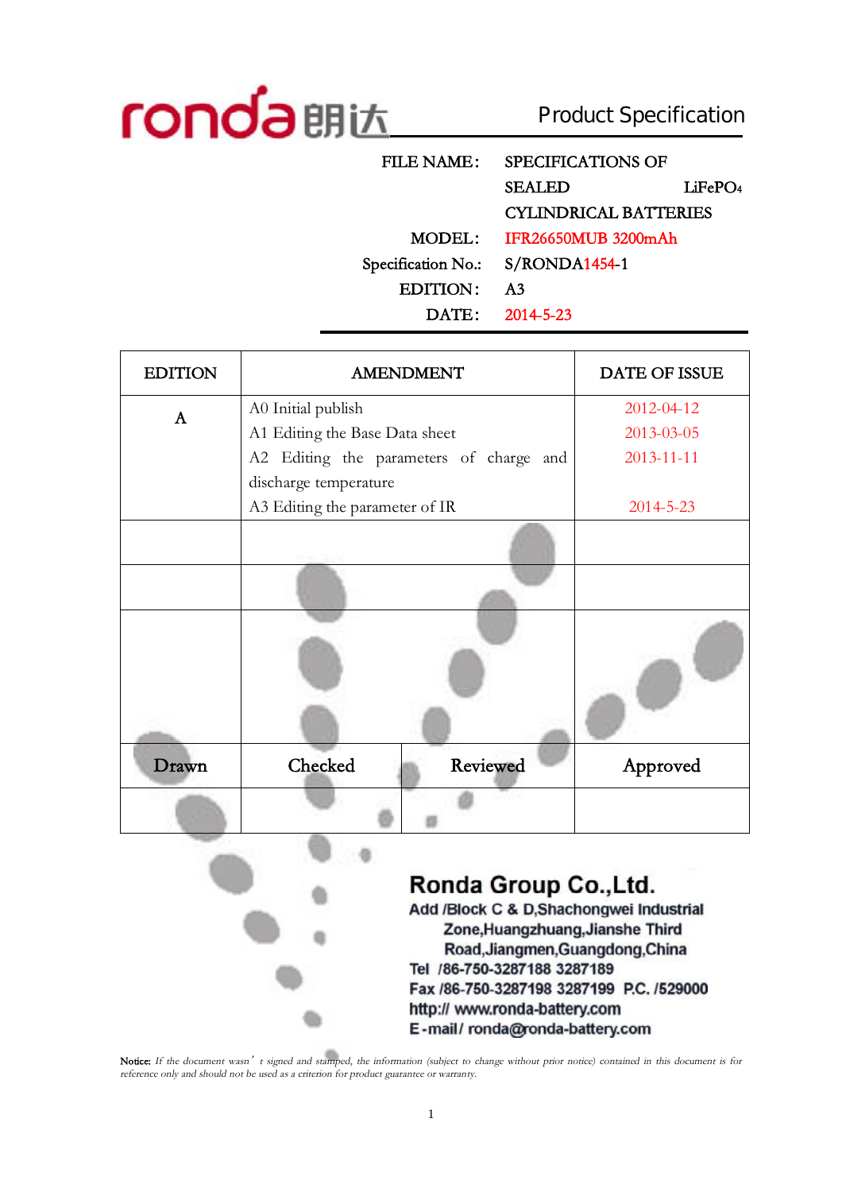ronda 朗达 **Product Specification**

| | |
|---|---|
| FILE NAME: | SPECIFICATIONS OF SEALED LiFePO4 CYLINDRICAL BATTERIES |
| MODEL: | IFR26650MUB 3200mAh |
| Specification No.: | S/RONDA1454-1 |
| EDITION: | A3 |
| DATE: | 2014-5-23 |

| EDITION | AMENDMENT | | DATE OF ISSUE |
|---|---|---|---|
| A | A0 Initial publish<br>A1 Editing the Base Data sheet<br>A2 Editing the parameters of charge and discharge temperature<br>A3 Editing the parameter of IR | | 2012-04-12<br>2013-03-05<br>2013-11-11<br>2014-5-23 |
| | | | |
| | | | |
| | | | |
| Drawn | Checked | Reviewed | Approved |
| | | | |

**Ronda Group Co.,Ltd.**

Add /Block C & D,Shachongwei Industrial Zone,Huangzhuang,Jianshe Third Road,Jiangmen,Guangdong,China

Tel /86-750-3287188 3287189

Fax /86-750-3287198 3287199 P.C. /529000

http:// www.ronda-battery.com

E-mail/ ronda@ronda-battery.com

Notice: *If the document wasn't signed and stamped, the information (subject to change without prior notice) contained in this document is for reference only and should not be used as a criterion for product guarantee or warranty.*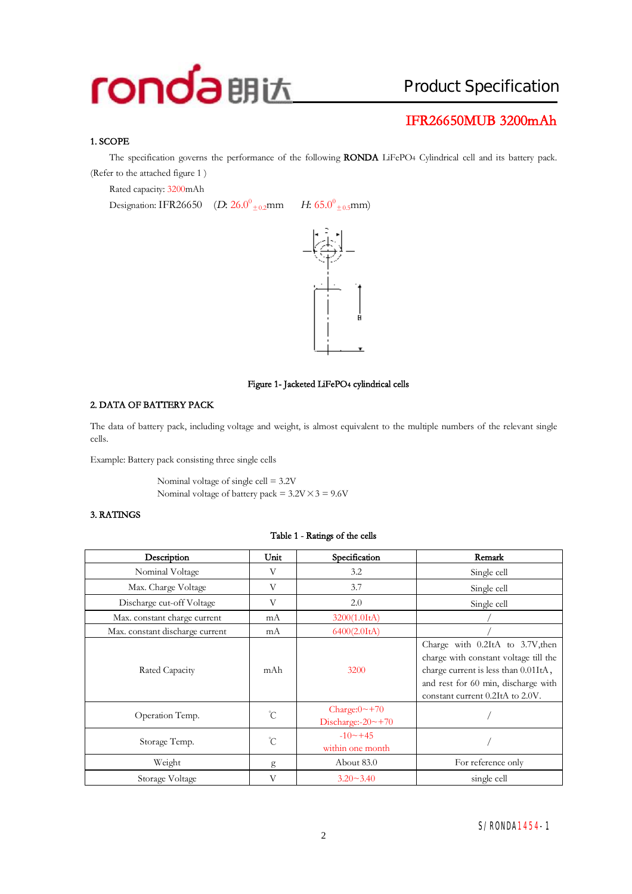# Product Specification

## IFR26650MUB 3200mAh

### 1. SCOPE

The specification governs the performance of the following **RONDA** $LiFePO_4$ Cylindrical cell and its battery pack. (Refer to the attached figure 1 )

Rated capacity: 3200mAh

Designation: IFR26650 (*D*: $26.0^{0}_{\pm 0.2}$mm *H*: $65.0^{0}_{\pm 0.5}$mm)

Figure 1- Jacketed $LiFePO_4$ cylindrical cells

### 2. DATA OF BATTERY PACK

The data of battery pack, including voltage and weight, is almost equivalent to the multiple numbers of the relevant single cells.

Example: Battery pack consisting three single cells

Nominal voltage of single cell = 3.2V
Nominal voltage of battery pack = 3.2V×3 = 9.6V

### 3. RATINGS

Table 1 - Ratings of the cells

| Description | Unit | Specification | Remark |
|---|---|---|---|
| Nominal Voltage | V | 3.2 | Single cell |
| Max. Charge Voltage | V | 3.7 | Single cell |
| Discharge cut-off Voltage | V | 2.0 | Single cell |
| Max. constant charge current | mA | 3200(1.0ItA) | / |
| Max. constant discharge current | mA | 6400(2.0ItA) | / |
| Rated Capacity | mAh | 3200 | Charge with 0.2ItA to 3.7V,then charge with constant voltage till the charge current is less than 0.01ItA , and rest for 60 min, discharge with constant current 0.2ItA to 2.0V. |
| Operation Temp. | ℃ | Charge:0~+70<br>Discharge:-20~+70 | / |
| Storage Temp. | ℃ | -10~+45<br>within one month | / |
| Weight | g | About 83.0 | For reference only |
| Storage Voltage | V | 3.20~3.40 | single cell |

S/RONDA1454-1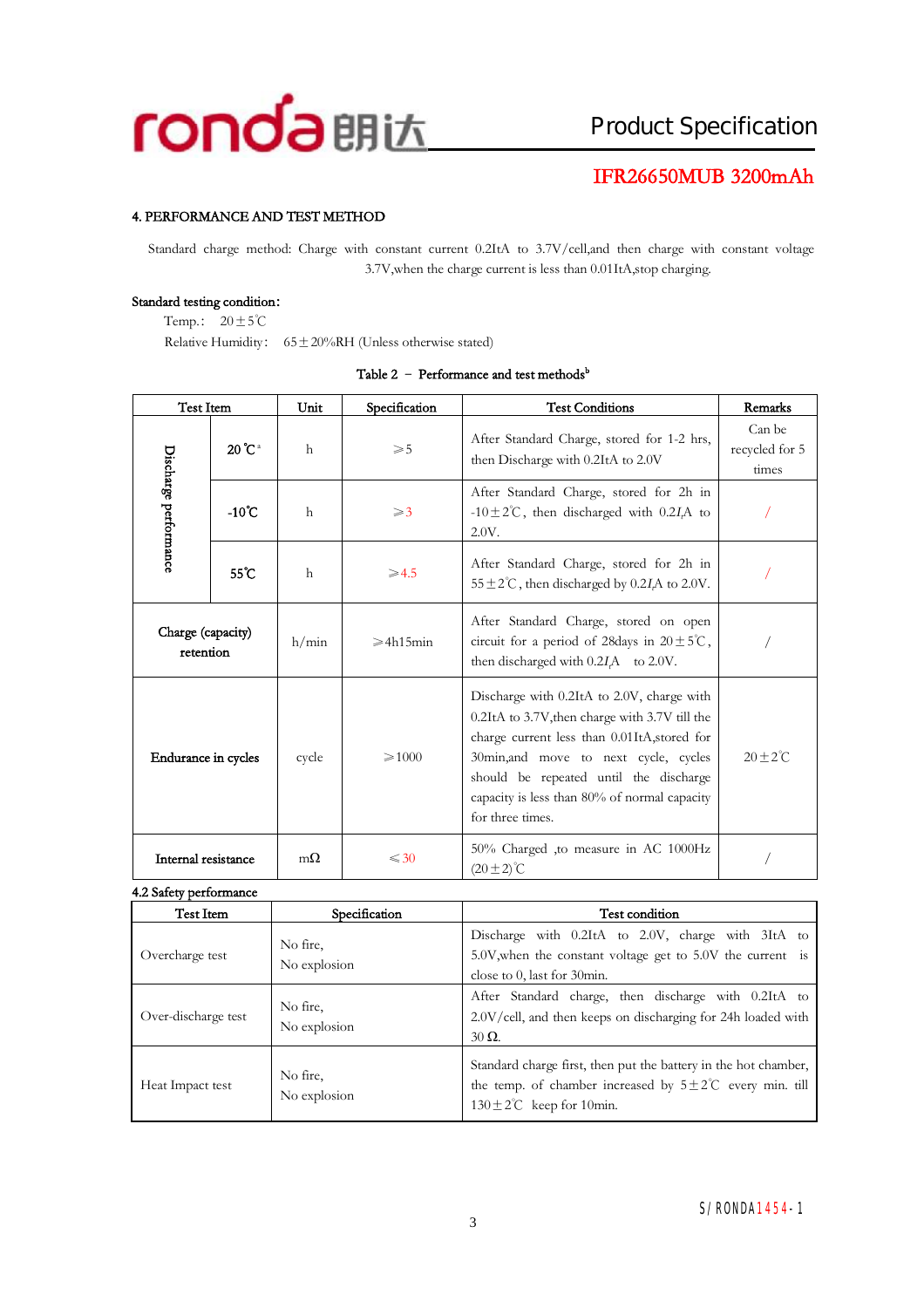## 4. PERFORMANCE AND TEST METHOD

Standard charge method: Charge with constant current 0.2ItA to 3.7V/cell,and then charge with constant voltage 3.7V,when the charge current is less than 0.01ItA,stop charging.

**Standard testing condition:**

Temp.: 20±5℃

Relative Humidity: 65±20%RH (Unless otherwise stated)

Table 2 – Performance and test methods[b]

| Test Item | | Unit | Specification | Test Conditions | Remarks |
|---|---|---|---|---|---|
| Discharge performance | 20℃[a] | h | ≥5 | After Standard Charge, stored for 1-2 hrs, then Discharge with 0.2ItA to 2.0V | Can be recycled for 5 times |
| | -10℃ | h | ≥3 | After Standard Charge, stored for 2h in -10±2℃, then discharged with 0.2$I_t$A to 2.0V. | / |
| | 55℃ | h | ≥4.5 | After Standard Charge, stored for 2h in 55±2℃, then discharged by 0.2$I_t$A to 2.0V. | / |
| Charge (capacity) retention | | h/min | ≥4h15min | After Standard Charge, stored on open circuit for a period of 28days in 20±5℃, then discharged with 0.2$I_t$A to 2.0V. | / |
| Endurance in cycles | | cycle | ≥1000 | Discharge with 0.2ItA to 2.0V, charge with 0.2ItA to 3.7V,then charge with 3.7V till the charge current less than 0.01ItA,stored for 30min,and move to next cycle, cycles should be repeated until the discharge capacity is less than 80% of normal capacity for three times. | 20±2℃ |
| Internal resistance | | mΩ | ≤30 | 50% Charged ,to measure in AC 1000Hz (20±2)℃ | / |

### 4.2 Safety performance

| Test Item | Specification | Test condition |
|---|---|---|
| Overcharge test | No fire, No explosion | Discharge with 0.2ItA to 2.0V, charge with 3ItA to 5.0V,when the constant voltage get to 5.0V the current is close to 0, last for 30min. |
| Over-discharge test | No fire, No explosion | After Standard charge, then discharge with 0.2ItA to 2.0V/cell, and then keeps on discharging for 24h loaded with 30 Ω. |
| Heat Impact test | No fire, No explosion | Standard charge first, then put the battery in the hot chamber, the temp. of chamber increased by 5±2℃ every min. till 130±2℃ keep for 10min. |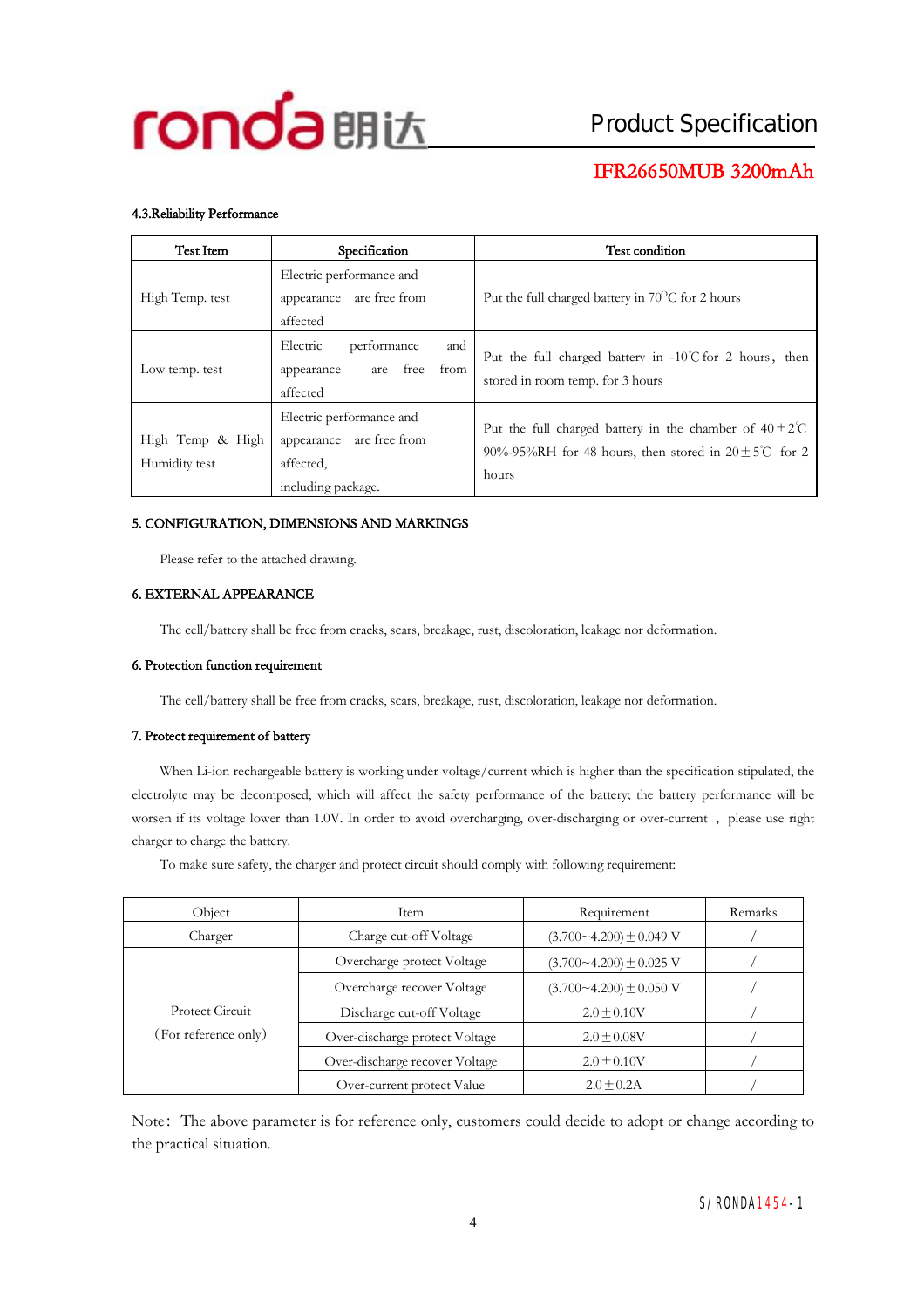### 4.3.Reliability Performance

| Test Item | Specification | Test condition |
|---|---|---|
| High Temp. test | Electric performance and appearance are free from affected | Put the full charged battery in 70°C for 2 hours |
| Low temp. test | Electric performance and appearance are free from affected | Put the full charged battery in -10℃ for 2 hours，then stored in room temp. for 3 hours |
| High Temp & High Humidity test | Electric performance and appearance are free from affected, including package. | Put the full charged battery in the chamber of 40±2℃ 90%-95%RH for 48 hours, then stored in 20±5℃ for 2 hours |

### 5. CONFIGURATION, DIMENSIONS AND MARKINGS

Please refer to the attached drawing.

### 6. EXTERNAL APPEARANCE

The cell/battery shall be free from cracks, scars, breakage, rust, discoloration, leakage nor deformation.

### 6. Protection function requirement

The cell/battery shall be free from cracks, scars, breakage, rust, discoloration, leakage nor deformation.

### 7. Protect requirement of battery

When Li-ion rechargeable battery is working under voltage/current which is higher than the specification stipulated, the electrolyte may be decomposed, which will affect the safety performance of the battery; the battery performance will be worsen if its voltage lower than 1.0V. In order to avoid overcharging, over-discharging or over-current ， please use right charger to charge the battery.

To make sure safety, the charger and protect circuit should comply with following requirement:

| Object | Item | Requirement | Remarks |
|---|---|---|---|
| Charger | Charge cut-off Voltage | (3.700~4.200)±0.049 V | / |
| Protect Circuit (For reference only) | Overcharge protect Voltage | (3.700~4.200)±0.025 V | / |
| | Overcharge recover Voltage | (3.700~4.200)±0.050 V | / |
| | Discharge cut-off Voltage | 2.0±0.10V | / |
| | Over-discharge protect Voltage | 2.0±0.08V | / |
| | Over-discharge recover Voltage | 2.0±0.10V | / |
| | Over-current protect Value | 2.0±0.2A | / |

Note：The above parameter is for reference only, customers could decide to adopt or change according to the practical situation.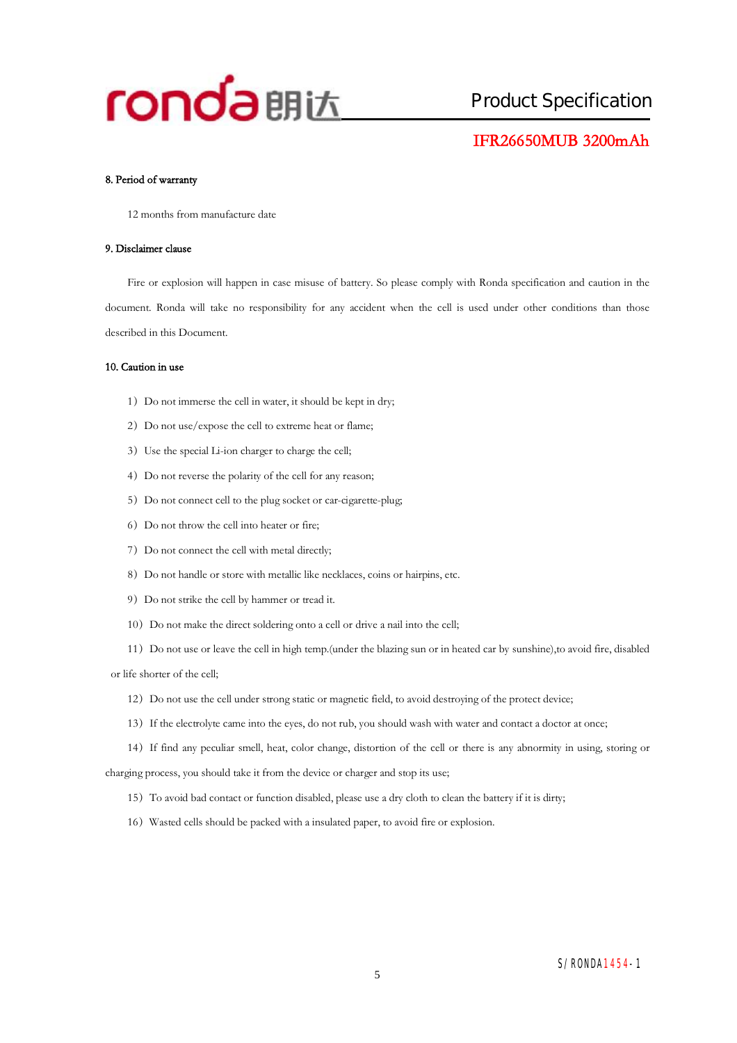### 8. Period of warranty

12 months from manufacture date

### 9. Disclaimer clause

Fire or explosion will happen in case misuse of battery. So please comply with Ronda specification and caution in the document. Ronda will take no responsibility for any accident when the cell is used under other conditions than those described in this Document.

### 10. Caution in use

1) Do not immerse the cell in water, it should be kept in dry;

2) Do not use/expose the cell to extreme heat or flame;

3) Use the special Li-ion charger to charge the cell;

4) Do not reverse the polarity of the cell for any reason;

5) Do not connect cell to the plug socket or car-cigarette-plug;

6) Do not throw the cell into heater or fire;

7) Do not connect the cell with metal directly;

8) Do not handle or store with metallic like necklaces, coins or hairpins, etc.

9) Do not strike the cell by hammer or tread it.

10) Do not make the direct soldering onto a cell or drive a nail into the cell;

11) Do not use or leave the cell in high temp.(under the blazing sun or in heated car by sunshine),to avoid fire, disabled or life shorter of the cell;

12) Do not use the cell under strong static or magnetic field, to avoid destroying of the protect device;

13) If the electrolyte came into the eyes, do not rub, you should wash with water and contact a doctor at once;

14) If find any peculiar smell, heat, color change, distortion of the cell or there is any abnormity in using, storing or charging process, you should take it from the device or charger and stop its use;

15) To avoid bad contact or function disabled, please use a dry cloth to clean the battery if it is dirty;

16) Wasted cells should be packed with a insulated paper, to avoid fire or explosion.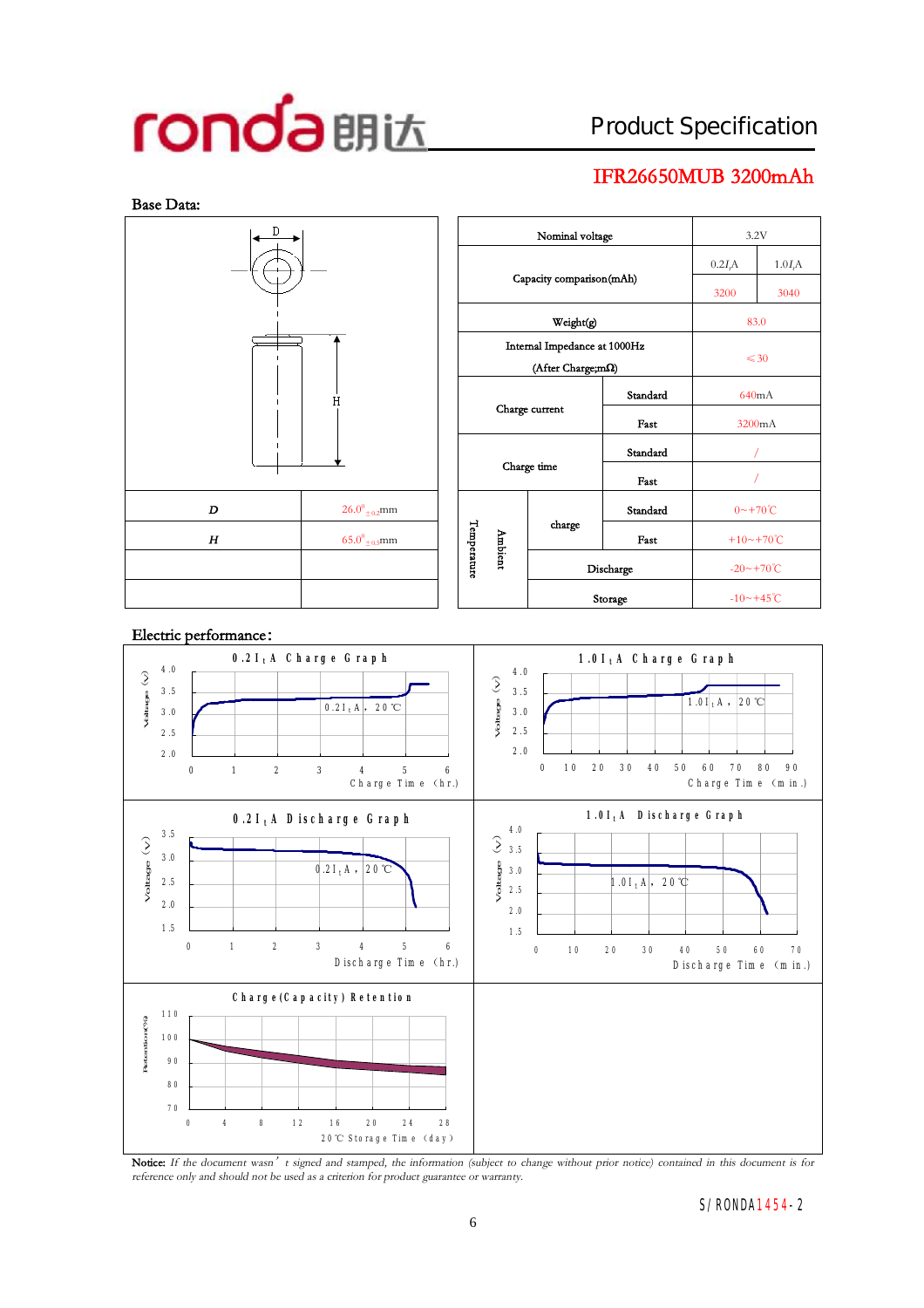# Product Specification

## IFR26650MUB 3200mAh

**Base Data:**

| | |
|---|---|
| *D* | $26.0^{0}_{\pm0.2}$mm |
| *H* | $65.0^{0}_{\pm0.3}$mm |
| | |
| | |

| | | | | |
|---|---|---|---|---|
| Nominal voltage | | | 3.2V | |
| Capacity comparison(mAh) | | | $0.2I_tA$ | $1.0I_tA$ |
| | | | 3200 | 3040 |
| Weight(g) | | | 83.0 | |
| Internal Impedance at 1000Hz (After Charge;mΩ) | | | ≤30 | |
| Charge current | | Standard | 640mA | |
| | | Fast | 3200mA | |
| Charge time | | Standard | / | |
| | | Fast | / | |
| Ambient Temperature | charge | Standard | 0~+70℃ | |
| | | Fast | +10~+70℃ | |
| | Discharge | | -20~+70℃ | |
| | Storage | | -10~+45℃ | |

**Electric performance:**

**Notice:** *If the document wasn't signed and stamped, the information (subject to change without prior notice) contained in this document is for reference only and should not be used as a criterion for product guarantee or warranty.*

S/RONDA1454-2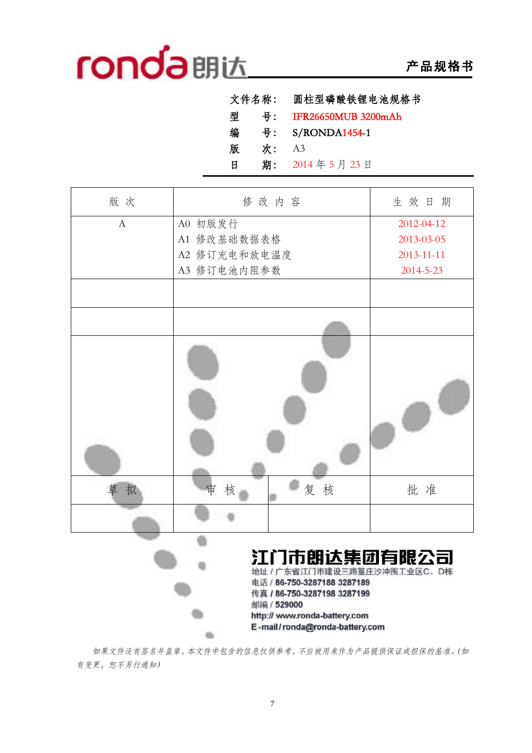ronda朗达 **产品规格书**

| | |
|---|---|
| 文件名称： | 圆柱型磷酸铁锂电池规格书 |
| 型　　号： | IFR26650MUB 3200mAh |
| 编　　号： | S/RONDA1454-1 |
| 版　　次： | A3 |
| 日　　期： | 2014 年 5 月 23 日 |

| 版 次 | 修 改 内 容 | 生 效 日 期 |
|---|---|---|
| A | A0 初版发行<br>A1 修改基础数据表格<br>A2 修订充电和放电温度<br>A3 修订电池内阻参数 | 2012-04-12<br>2013-03-05<br>2013-11-11<br>2014-5-23 |
| | | |
| | | |

| 草 拟 | 审 核 | 复 核 | 批 准 |
|---|---|---|---|
| | | | |

**江门市朗达集团有限公司**

地址 / 广东省江门市建设三路篁庄沙冲围工业区C、D栋
电话 / 86-750-3287188 3287189
传真 / 86-750-3287198 3287199
邮编 / 529000
http:// www.ronda-battery.com
E-mail / ronda@ronda-battery.com

*如果文件没有签名并盖章，本文件中包含的信息仅供参考，不应被用来作为产品提供保证或担保的基准。(如有变更，恕不另行通知)*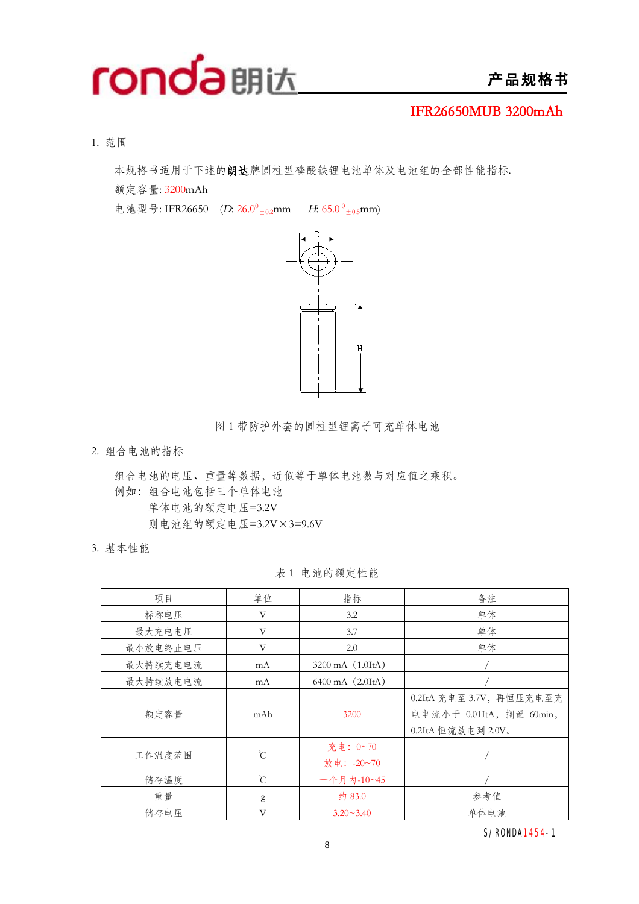IFR26650MUB 3200mAh

## 1. 范围

本规格书适用于下述的**朗达**牌圆柱型磷酸铁锂电池单体及电池组的全部性能指标.

额定容量: 3200mAh

电池型号: IFR26650　(*D*: $26.0^{0}_{\pm 0.2}$mm　*H*: $65.0^{0}_{\pm 0.5}$mm)

图 1 带防护外套的圆柱型锂离子可充单体电池

## 2. 组合电池的指标

组合电池的电压、重量等数据，近似等于单体电池数与对应值之乘积。

例如：组合电池包括三个单体电池

单体电池的额定电压=3.2V

则电池组的额定电压=3.2V×3=9.6V

## 3. 基本性能

表 1 电池的额定性能

| 项目 | 单位 | 指标 | 备注 |
|---|---|---|---|
| 标称电压 | V | 3.2 | 单体 |
| 最大充电电压 | V | 3.7 | 单体 |
| 最小放电终止电压 | V | 2.0 | 单体 |
| 最大持续充电电流 | mA | 3200 mA（1.0ItA） | / |
| 最大持续放电电流 | mA | 6400 mA（2.0ItA） | / |
| 额定容量 | mAh | 3200 | 0.2ItA 充电至 3.7V，再恒压充电至充电电流小于 0.01ItA，搁置 60min，0.2ItA 恒流放电到 2.0V。 |
| 工作温度范围 | ℃ | 充电：0~70<br>放电：-20~70 | / |
| 储存温度 | ℃ | 一个月内-10~45 | / |
| 重量 | g | 约 83.0 | 参考值 |
| 储存电压 | V | 3.20~3.40 | 单体电池 |

S/RONDA1454-1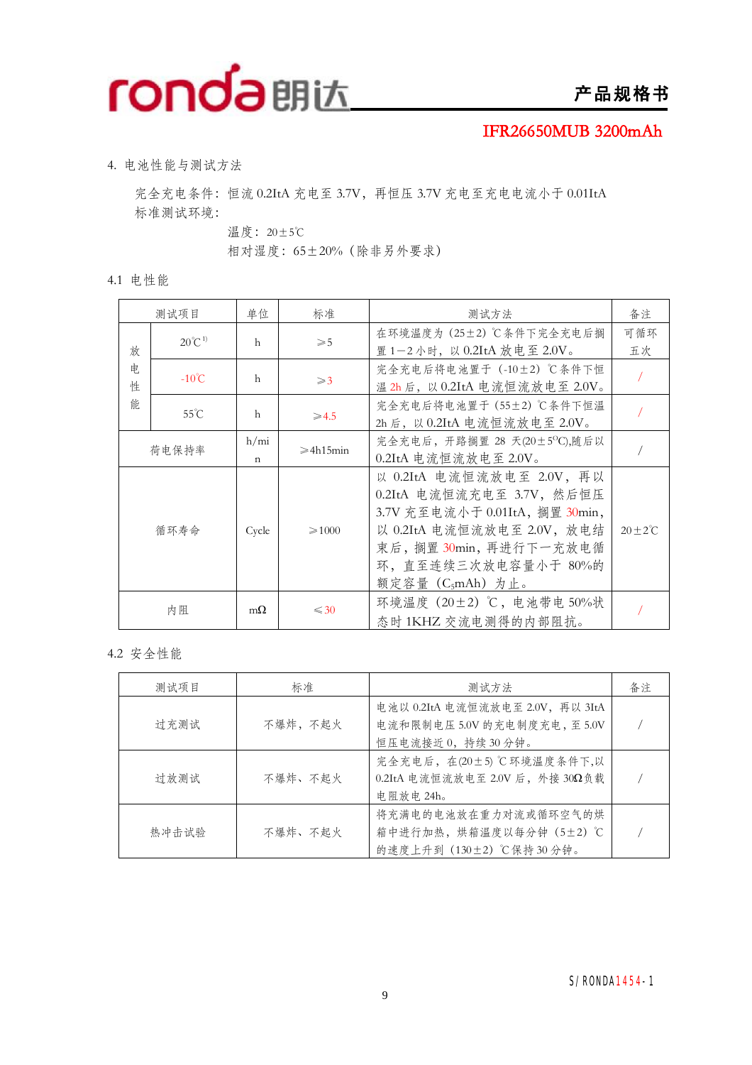4. 电池性能与测试方法

完全充电条件：恒流 0.2ItA 充电至 3.7V，再恒压 3.7V 充电至充电电流小于 0.01ItA

标准测试环境：

温度：20±5℃

相对湿度：65±20%（除非另外要求）

4.1 电性能

| 测试项目 | | 单位 | 标准 | 测试方法 | 备注 |
|---|---|---|---|---|---|
| 放电性能 | 20℃[1] | h | ≥5 | 在环境温度为（25±2）℃条件下完全充电后搁置 1－2 小时，以 0.2ItA 放电至 2.0V。 | 可循环五次 |
| | -10℃ | h | ≥3 | 完全充电后将电池置于（-10±2）℃条件下恒温 2h 后，以 0.2ItA 电流恒流放电至 2.0V。 | / |
| | 55℃ | h | ≥4.5 | 完全充电后将电池置于（55±2）℃条件下恒温 2h 后，以 0.2ItA 电流恒流放电至 2.0V。 | / |
| 荷电保持率 | | h/min | ≥4h15min | 完全充电后，开路搁置 28 天(20±5℃),随后以 0.2ItA 电流恒流放电至 2.0V。 | / |
| 循环寿命 | | Cycle | ≥1000 | 以 0.2ItA 电流恒流放电至 2.0V，再以 0.2ItA 电流恒流充电至 3.7V，然后恒压 3.7V 充至电流小于 0.01ItA，搁置 30min，以 0.2ItA 电流恒流放电至 2.0V，放电结束后，搁置 30min，再进行下一充放电循环，直至连续三次放电容量小于 80%的额定容量（$C_5$mAh）为止。 | 20±2℃ |
| 内阻 | | mΩ | ≤30 | 环境温度（20±2）℃，电池带电 50%状态时 1KHZ 交流电测得的内部阻抗。 | / |

4.2 安全性能

| 测试项目 | 标准 | 测试方法 | 备注 |
|---|---|---|---|
| 过充测试 | 不爆炸，不起火 | 电池以 0.2ItA 电流恒流放电至 2.0V，再以 3ItA 电流和限制电压 5.0V 的充电制度充电，至 5.0V 恒压电流接近 0，持续 30 分钟。 | / |
| 过放测试 | 不爆炸、不起火 | 完全充电后，在(20±5)℃环境温度条件下,以 0.2ItA 电流恒流放电至 2.0V 后，外接 30Ω负载电阻放电 24h。 | / |
| 热冲击试验 | 不爆炸、不起火 | 将充满电的电池放在重力对流或循环空气的烘箱中进行加热，烘箱温度以每分钟（5±2）℃的速度上升到（130±2）℃保持 30 分钟。 | / |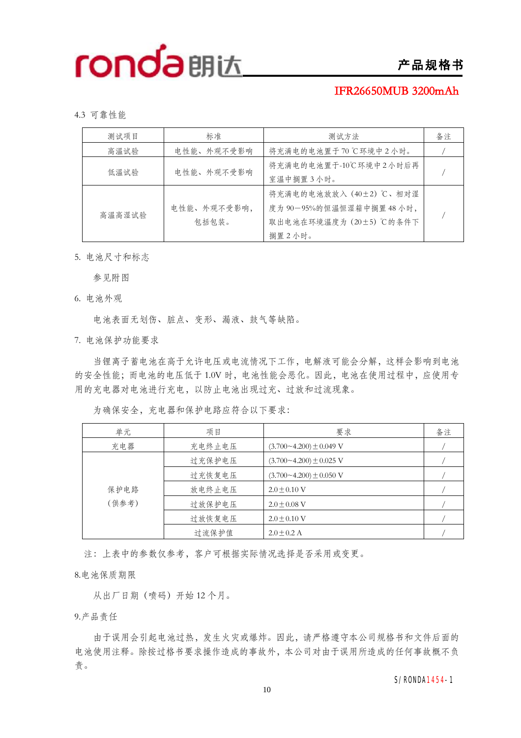4.3 可靠性能

| 测试项目 | 标准 | 测试方法 | 备注 |
|---|---|---|---|
| 高温试验 | 电性能、外观不受影响 | 将充满电的电池置于 70 ℃环境中 2 小时。 | / |
| 低温试验 | 电性能、外观不受影响 | 将充满电的电池置于-10℃环境中 2 小时后再室温中搁置 3 小时。 | / |
| 高温高湿试验 | 电性能、外观不受影响，包括包装。 | 将充满电的电池放入（40±2）℃、相对湿度为 90－95%的恒温恒湿箱中搁置 48 小时，取出电池在环境温度为（20±5）℃的条件下搁置 2 小时。 | / |

5. 电池尺寸和标志

参见附图

6. 电池外观

电池表面无划伤、脏点、变形、漏液、鼓气等缺陷。

7. 电池保护功能要求

当锂离子蓄电池在高于允许电压或电流情况下工作，电解液可能会分解，这样会影响到电池的安全性能；而电池的电压低于 1.0V 时，电池性能会恶化。因此，电池在使用过程中，应使用专用的充电器对电池进行充电，以防止电池出现过充、过放和过流现象。

为确保安全，充电器和保护电路应符合以下要求：

| 单元 | 项目 | 要求 | 备注 |
|---|---|---|---|
| 充电器 | 充电终止电压 | (3.700~4.200)±0.049 V | / |
| 保护电路（供参考） | 过充保护电压 | (3.700~4.200)±0.025 V | / |
| | 过充恢复电压 | (3.700~4.200)±0.050 V | / |
| | 放电终止电压 | 2.0±0.10 V | / |
| | 过放保护电压 | 2.0±0.08 V | / |
| | 过放恢复电压 | 2.0±0.10 V | / |
| | 过流保护值 | 2.0±0.2 A | / |

注：上表中的参数仅参考，客户可根据实际情况选择是否采用或变更。

8.电池保质期限

从出厂日期（喷码）开始 12 个月。

9.产品责任

由于误用会引起电池过热，发生火灾或爆炸。因此，请严格遵守本公司规格书和文件后面的电池使用注释。除按过格书要求操作造成的事故外，本公司对由于误用所造成的任何事故概不负责。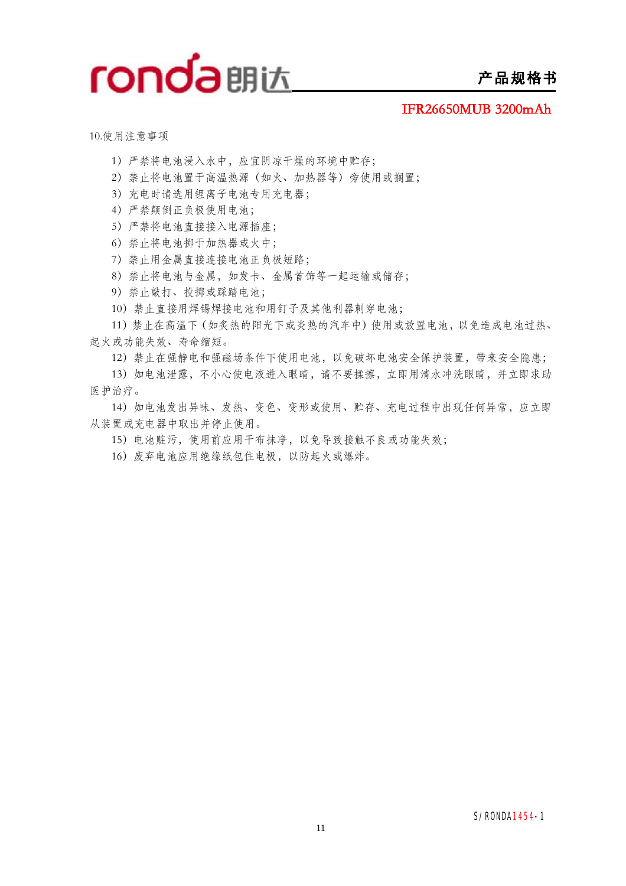10.使用注意事项

1）严禁将电池浸入水中，应宜阴凉干燥的环境中贮存；

2）禁止将电池置于高温热源（如火、加热器等）旁使用或搁置；

3）充电时请选用锂离子电池专用充电器；

4）严禁颠倒正负极使用电池；

5）严禁将电池直接接入电源插座；

6）禁止将电池掷于加热器或火中；

7）禁止用金属直接连接电池正负极短路；

8）禁止将电池与金属，如发卡、金属首饰等一起运输或储存；

9）禁止敲打、投掷或踩踏电池；

10）禁止直接用焊锡焊接电池和用钉子及其他利器刺穿电池；

11）禁止在高温下（如炙热的阳光下或炎热的汽车中）使用或放置电池，以免造成电池过热、起火或功能失效、寿命缩短。

12）禁止在强静电和强磁场条件下使用电池，以免破坏电池安全保护装置，带来安全隐患；

13）如电池泄露，不小心使电液进入眼睛，请不要揉擦，立即用清水冲洗眼睛，并立即求助医护治疗。

14）如电池发出异味、发热、变色、变形或使用、贮存、充电过程中出现任何异常，应立即从装置或充电器中取出并停止使用。

15）电池赃污，使用前应用干布抹净，以免导致接触不良或功能失效；

16）废弃电池应用绝缘纸包住电极，以防起火或爆炸。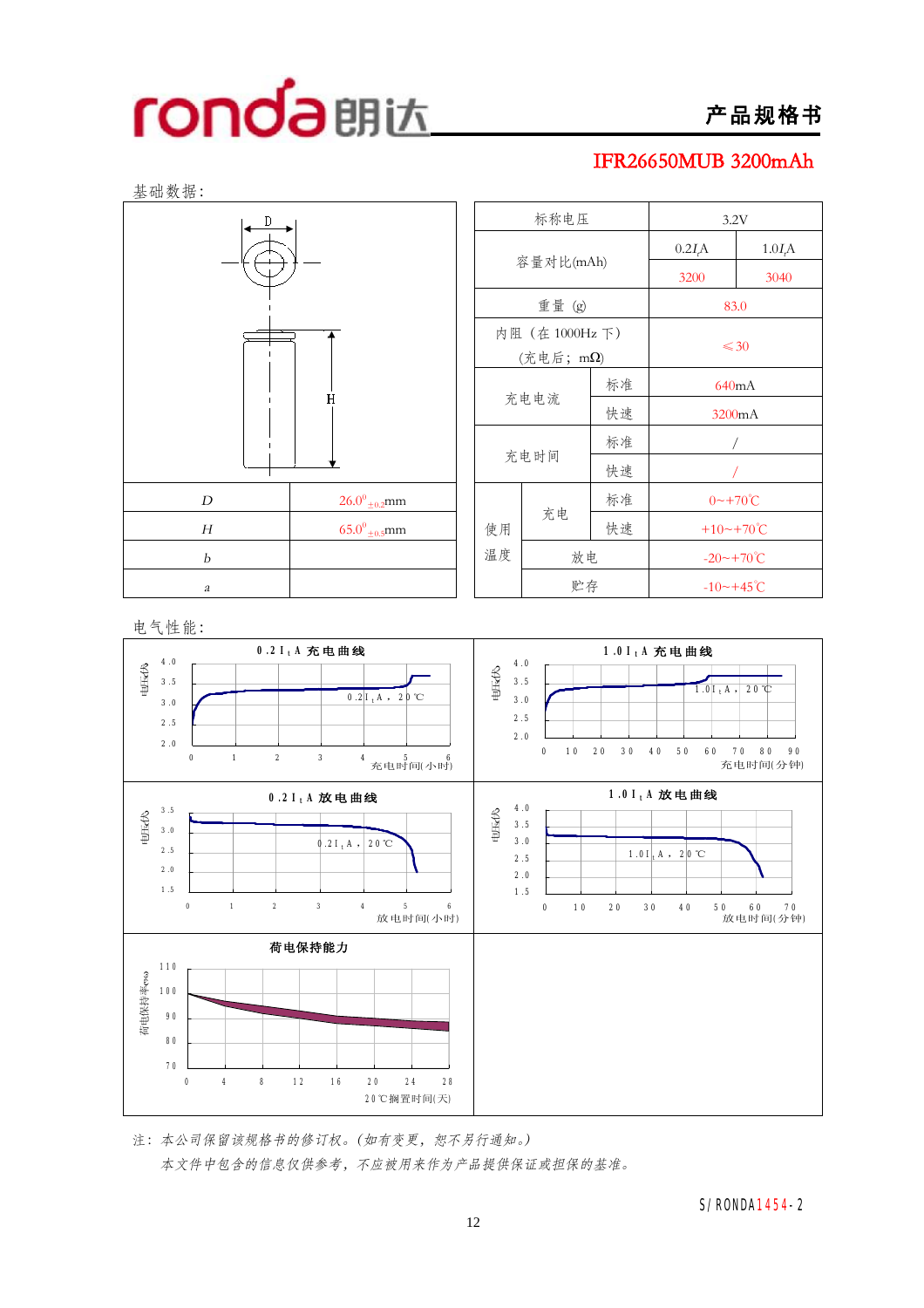# ronda 朗达 产品规格书

**IFR26650MUB 3200mAh**

基础数据:

D

H

| | |
|---|---|
| D | $26.0^{0}_{\pm0.2}$mm |
| H | $65.0^{0}_{\pm0.5}$mm |
| b | |
| a | |

| | | | |
|---|---|---|---|
| 标称电压 | | 3.2V | |
| 容量对比(mAh) | | $0.2I_tA$ | $1.0I_tA$ |
| | | 3200 | 3040 |
| 重量 (g) | | 83.0 | |
| 内阻（在 1000Hz 下）(充电后；mΩ) | | ≤30 | |
| 充电电流 | 标准 | 640mA | |
| | 快速 | 3200mA | |
| 充电时间 | 标准 | / | |
| | 快速 | / | |
| 使用温度 充电 | 标准 | 0~+70℃ | |
| | 快速 | +10~+70℃ | |
| 放电 | | -20~+70℃ | |
| 贮存 | | -10~+45℃ | |

电气性能:

**0.2I$_t$A 充电曲线**

电压(V)
4.0
3.5
3.0
2.5
2.0
0 1 2 3 4 5 6
0.2I$_t$A，20℃
充电时间(小时)

**1.0I$_t$A 充电曲线**

电压(V)
4.0
3.5
3.0
2.5
2.0
0 10 20 30 40 50 60 70 80 90
1.0I$_t$A，20℃
充电时间(分钟)

**0.2I$_t$A 放电曲线**

电压(V)
3.5
3.0
2.5
2.0
1.5
0 1 2 3 4 5 6
0.2I$_t$A，20℃
放电时间(小时)

**1.0I$_t$A 放电曲线**

电压(V)
4.0
3.5
3.0
2.5
2.0
1.5
0 10 20 30 40 50 60 70
1.0I$_t$A，20℃
放电时间(分钟)

**荷电保持能力**

荷电保持率(%)
110
100
90
80
70
0 4 8 12 16 20 24 28
20℃搁置时间(天)

注：本公司保留该规格书的修订权。(如有变更，恕不另行通知。)

本文件中包含的信息仅供参考，不应被用来作为产品提供保证或担保的基准。

S/RONDA1454-2